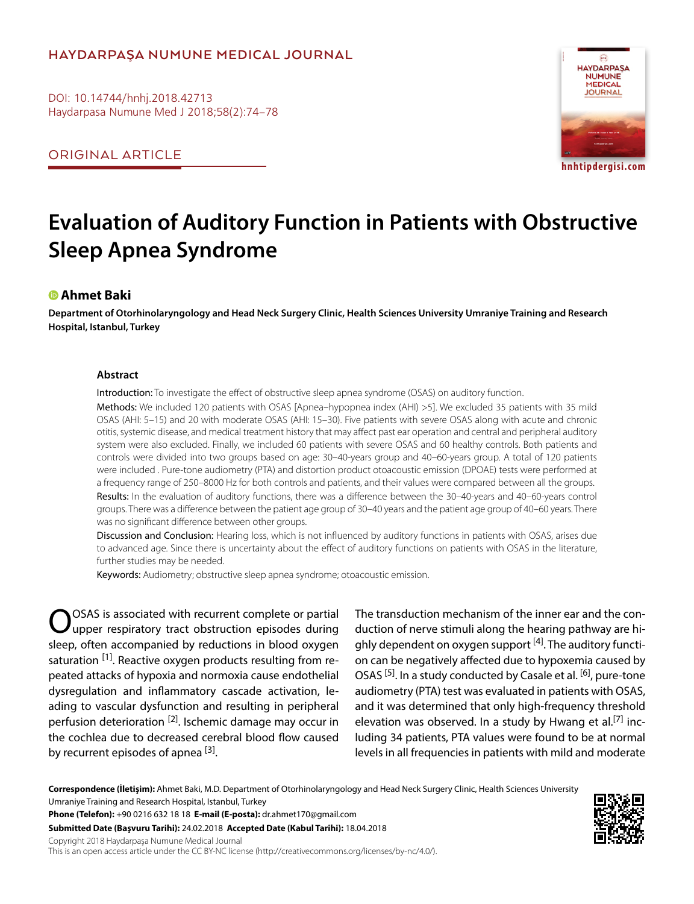HAYDARPAŞA NUMUNE MEDICAL JOURNAL

DOI: 10.14744/hnhj.2018.42713

ORIGINAL ARTICLE

# Evaluation of Auditory Function in Patients with Obstructive Sleep Apnea Syndrome

**Ahmet Baki**

**Department of Otorhinolaryngology and Head Neck Surgery Clinic, Health Sciences University Umraniye Training and Research Hospital, Istanbul, Turkey**

### Abstract

**Introduction:** To investigate the effect of obstructive sleep apnea syndrome (OSAS) on auditory function.

**Methods:** We included 120 patients with OSAS [Apnea–hypopnea index (AHI) >5]. We excluded 35 patients with 35 mild OSAS (AHI: 5–15) and 20 with moderate OSAS (AHI: 15–30). Five patients with severe OSAS along with acute and chronic otitis, systemic disease, and medical treatment history that may affect past ear operation and central and peripheral auditory system were also excluded. Finally, we included 60 patients with severe OSAS and 60 healthy controls. Both patients and controls were divided into two groups based on age: 30–40-years group and 40–60-years group. A total of 120 patients were included . Pure-tone audiometry (PTA) and distortion product otoacoustic emission (DPOAE) tests were performed at a frequency range of 250–8000 Hz for both controls and patients, and their values were compared between all the groups.

**Results:** In the evaluation of auditory functions, there was a difference between the 30–40-years and 40–60-years control groups. There was a difference between the patient age group of 30–40 years and the patient age group of 40–60 years. There was no significant difference between other groups.

**Discussion and Conclusion:** Hearing loss, which is not influenced by auditory functions in patients with OSAS, arises due to advanced age. Since there is uncertainty about the effect of auditory functions on patients with OSAS in the literature, further studies may be needed.

**Keywords:** Audiometry; obstructive sleep apnea syndrome; otoacoustic emission.

OSAS is associated with recurrent complete or partial upper respiratory tract obstruction episodes during sleep, often accompanied by reductions in blood oxygen saturation [1]. Reactive oxygen products resulting from repeated attacks of hypoxia and normoxia cause endothelial dysregulation and inflammatory cascade activation, leading to vascular dysfunction and resulting in peripheral perfusion deterioration [2]. Ischemic damage may occur in the cochlea due to decreased cerebral blood flow caused by recurrent episodes of apnea [3].

The transduction mechanism of the inner ear and the conduction of nerve stimuli along the hearing pathway are highly dependent on oxygen support [4]. The auditory function can be negatively affected due to hypoxemia caused by OSAS [5]. In a study conducted by Casale et al. [6], pure-tone audiometry (PTA) test was evaluated in patients with OSAS, and it was determined that only high-frequency threshold elevation was observed. In a study by Hwang et al.[7] including 34 patients, PTA values were found to be at normal levels in all frequencies in patients with mild and moderate

**Correspondence (İletişim):** Ahmet Baki, M.D. Department of Otorhinolaryngology and Head Neck Surgery Clinic, Health Sciences University Umraniye Training and Research Hospital, Istanbul, Turkey

**Phone (Telefon):** +90 0216 632 18 18 **E-mail (E-posta):** dr.ahmet170@gmail.com

**Submitted Date (Başvuru Tarihi):** 24.02.2018 **Accepted Date (Kabul Tarihi):** 18.04.2018

Copyright 2018 Haydarpaşa Numune Medical Journal

This is an open access article under the CC BY-NC license (http://creativecommons.org/licenses/by-nc/4.0/).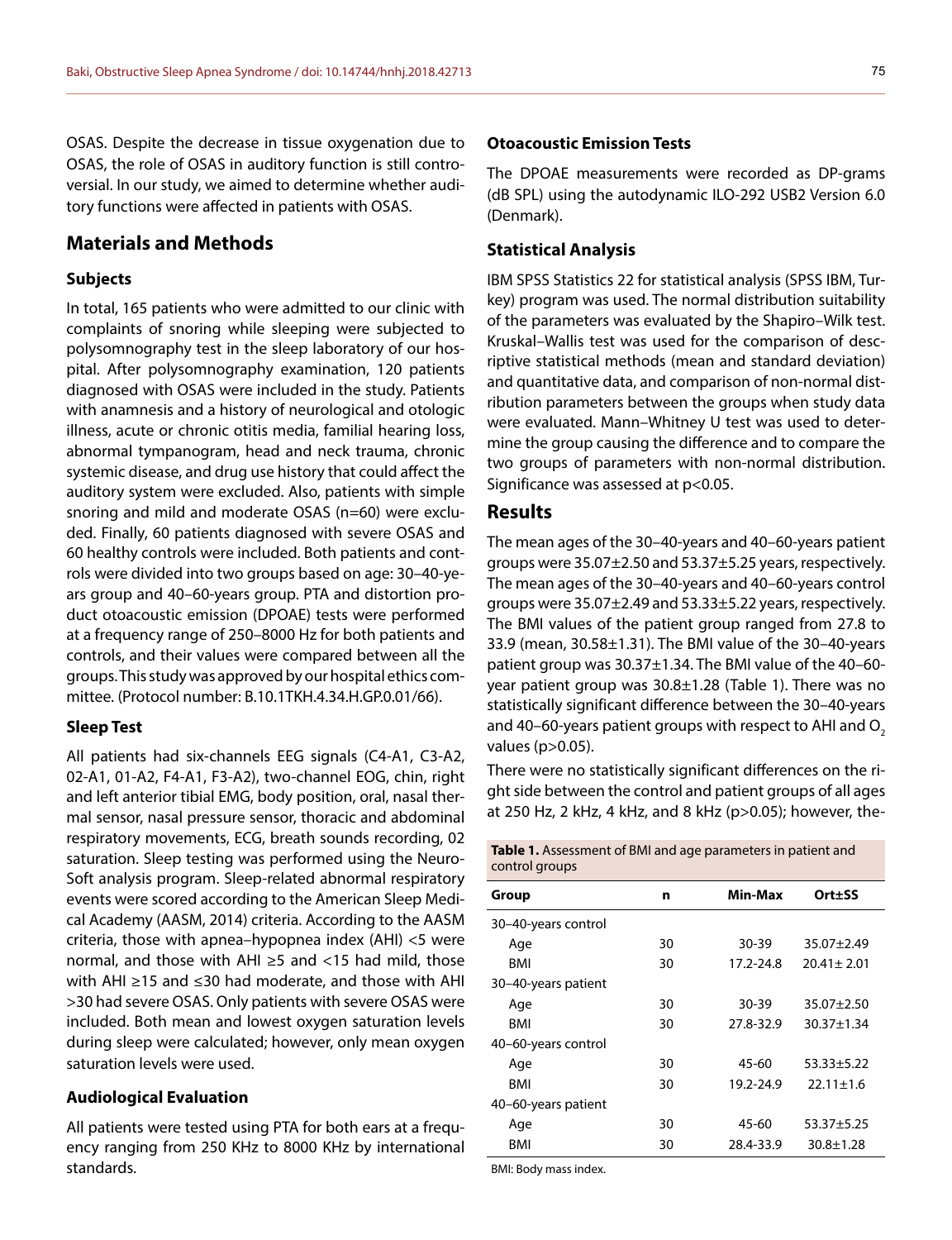OSAS. Despite the decrease in tissue oxygenation due to OSAS, the role of OSAS in auditory function is still controversial. In our study, we aimed to determine whether auditory functions were affected in patients with OSAS.

## Materials and Methods

### Subjects

In total, 165 patients who were admitted to our clinic with complaints of snoring while sleeping were subjected to polysomnography test in the sleep laboratory of our hospital. After polysomnography examination, 120 patients diagnosed with OSAS were included in the study. Patients with anamnesis and a history of neurological and otologic illness, acute or chronic otitis media, familial hearing loss, abnormal tympanogram, head and neck trauma, chronic systemic disease, and drug use history that could affect the auditory system were excluded. Also, patients with simple snoring and mild and moderate OSAS (n=60) were excluded. Finally, 60 patients diagnosed with severe OSAS and 60 healthy controls were included. Both patients and controls were divided into two groups based on age: 30–40-years group and 40–60-years group. PTA and distortion product otoacoustic emission (DPOAE) tests were performed at a frequency range of 250–8000 Hz for both patients and controls, and their values were compared between all the groups. This study was approved by our hospital ethics committee. (Protocol number: B.10.1TKH.4.34.H.GP.0.01/66).

### Sleep Test

All patients had six-channels EEG signals (C4-A1, C3-A2, 02-A1, 01-A2, F4-A1, F3-A2), two-channel EOG, chin, right and left anterior tibial EMG, body position, oral, nasal thermal sensor, nasal pressure sensor, thoracic and abdominal respiratory movements, ECG, breath sounds recording, 02 saturation. Sleep testing was performed using the NeuroSoft analysis program. Sleep-related abnormal respiratory events were scored according to the American Sleep Medical Academy (AASM, 2014) criteria. According to the AASM criteria, those with apnea–hypopnea index (AHI) <5 were normal, and those with AHI ≥5 and <15 had mild, those with AHI ≥15 and ≤30 had moderate, and those with AHI >30 had severe OSAS. Only patients with severe OSAS were included. Both mean and lowest oxygen saturation levels during sleep were calculated; however, only mean oxygen saturation levels were used.

### Audiological Evaluation

All patients were tested using PTA for both ears at a frequency ranging from 250 KHz to 8000 KHz by international standards.

### Otoacoustic Emission Tests

The DPOAE measurements were recorded as DP-grams (dB SPL) using the autodynamic ILO-292 USB2 Version 6.0 (Denmark).

### Statistical Analysis

IBM SPSS Statistics 22 for statistical analysis (SPSS IBM, Turkey) program was used. The normal distribution suitability of the parameters was evaluated by the Shapiro–Wilk test. Kruskal–Wallis test was used for the comparison of descriptive statistical methods (mean and standard deviation) and quantitative data, and comparison of non-normal distribution parameters between the groups when study data were evaluated. Mann–Whitney U test was used to determine the group causing the difference and to compare the two groups of parameters with non-normal distribution. Significance was assessed at $p<0.05$.

## Results

The mean ages of the 30–40-years and 40–60-years patient groups were 35.07±2.50 and 53.37±5.25 years, respectively. The mean ages of the 30–40-years and 40–60-years control groups were 35.07±2.49 and 53.33±5.22 years, respectively. The BMI values of the patient group ranged from 27.8 to 33.9 (mean, 30.58±1.31). The BMI value of the 30–40-years patient group was 30.37±1.34. The BMI value of the 40–60-year patient group was 30.8±1.28 (Table 1). There was no statistically significant difference between the 30–40-years and 40–60-years patient groups with respect to AHI and $O_2$ values ($p>0.05$).

There were no statistically significant differences on the right side between the control and patient groups of all ages at 250 Hz, 2 kHz, 4 kHz, and 8 kHz ($p>0.05$); however, the-

**Table 1.** Assessment of BMI and age parameters in patient and control groups

| Group | n | Min-Max | Ort±SS |
|---|---|---|---|
| 30–40-years control | | | |
| Age | 30 | 30-39 | 35.07±2.49 |
| BMI | 30 | 17.2-24.8 | 20.41± 2.01 |
| 30–40-years patient | | | |
| Age | 30 | 30-39 | 35.07±2.50 |
| BMI | 30 | 27.8-32.9 | 30.37±1.34 |
| 40–60-years control | | | |
| Age | 30 | 45-60 | 53.33±5.22 |
| BMI | 30 | 19.2-24.9 | 22.11±1.6 |
| 40–60-years patient | | | |
| Age | 30 | 45-60 | 53.37±5.25 |
| BMI | 30 | 28.4-33.9 | 30.8±1.28 |

BMI: Body mass index.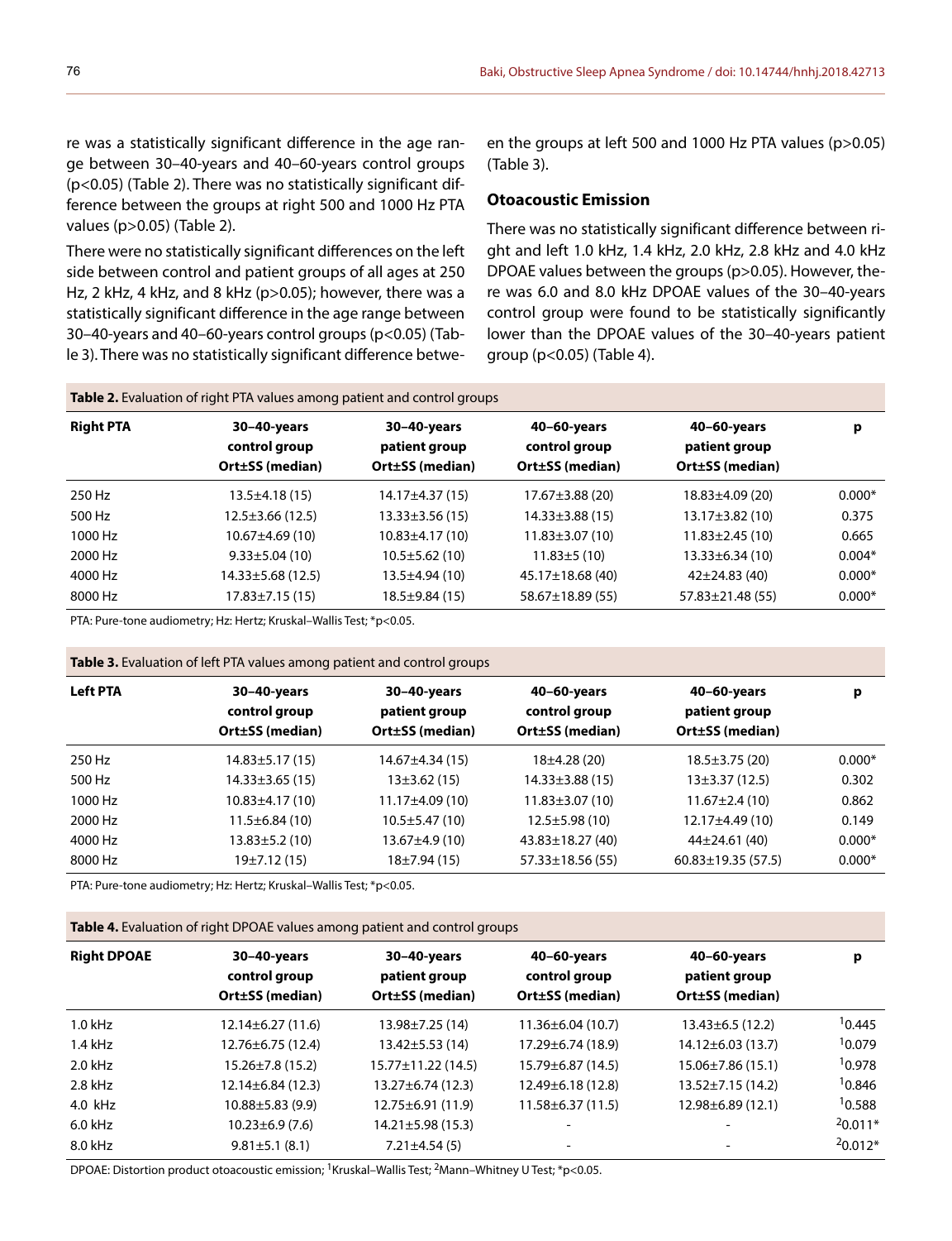re was a statistically significant difference in the age range between 30–40-years and 40–60-years control groups ($p<0.05$) (Table 2). There was no statistically significant difference between the groups at right 500 and 1000 Hz PTA values ($p>0.05$) (Table 2).

There were no statistically significant differences on the left side between control and patient groups of all ages at 250 Hz, 2 kHz, 4 kHz, and 8 kHz ($p>0.05$); however, there was a statistically significant difference in the age range between 30–40-years and 40–60-years control groups ($p<0.05$) (Table 3). There was no statistically significant difference between the groups at left 500 and 1000 Hz PTA values ($p>0.05$) (Table 3).

### Otoacoustic Emission

There was no statistically significant difference between right and left 1.0 kHz, 1.4 kHz, 2.0 kHz, 2.8 kHz and 4.0 kHz DPOAE values between the groups ($p>0.05$). However, there was 6.0 and 8.0 kHz DPOAE values of the 30–40-years control group were found to be statistically significantly lower than the DPOAE values of the 30–40-years patient group ($p<0.05$) (Table 4).

**Table 2.** Evaluation of right PTA values among patient and control groups

| Right PTA | 30–40-years control group Ort±SS (median) | 30–40-years patient group Ort±SS (median) | 40–60-years control group Ort±SS (median) | 40–60-years patient group Ort±SS (median) | p |
|---|---|---|---|---|---|
| 250 Hz | 13.5±4.18 (15) | 14.17±4.37 (15) | 17.67±3.88 (20) | 18.83±4.09 (20) | 0.000* |
| 500 Hz | 12.5±3.66 (12.5) | 13.33±3.56 (15) | 14.33±3.88 (15) | 13.17±3.82 (10) | 0.375 |
| 1000 Hz | 10.67±4.69 (10) | 10.83±4.17 (10) | 11.83±3.07 (10) | 11.83±2.45 (10) | 0.665 |
| 2000 Hz | 9.33±5.04 (10) | 10.5±5.62 (10) | 11.83±5 (10) | 13.33±6.34 (10) | 0.004* |
| 4000 Hz | 14.33±5.68 (12.5) | 13.5±4.94 (10) | 45.17±18.68 (40) | 42±24.83 (40) | 0.000* |
| 8000 Hz | 17.83±7.15 (15) | 18.5±9.84 (15) | 58.67±18.89 (55) | 57.83±21.48 (55) | 0.000* |

PTA: Pure-tone audiometry; Hz: Hertz; Kruskal–Wallis Test; *p<0.05.

**Table 3.** Evaluation of left PTA values among patient and control groups

| Left PTA | 30–40-years control group Ort±SS (median) | 30–40-years patient group Ort±SS (median) | 40–60-years control group Ort±SS (median) | 40–60-years patient group Ort±SS (median) | p |
|---|---|---|---|---|---|
| 250 Hz | 14.83±5.17 (15) | 14.67±4.34 (15) | 18±4.28 (20) | 18.5±3.75 (20) | 0.000* |
| 500 Hz | 14.33±3.65 (15) | 13±3.62 (15) | 14.33±3.88 (15) | 13±3.37 (12.5) | 0.302 |
| 1000 Hz | 10.83±4.17 (10) | 11.17±4.09 (10) | 11.83±3.07 (10) | 11.67±2.4 (10) | 0.862 |
| 2000 Hz | 11.5±6.84 (10) | 10.5±5.47 (10) | 12.5±5.98 (10) | 12.17±4.49 (10) | 0.149 |
| 4000 Hz | 13.83±5.2 (10) | 13.67±4.9 (10) | 43.83±18.27 (40) | 44±24.61 (40) | 0.000* |
| 8000 Hz | 19±7.12 (15) | 18±7.94 (15) | 57.33±18.56 (55) | 60.83±19.35 (57.5) | 0.000* |

PTA: Pure-tone audiometry; Hz: Hertz; Kruskal–Wallis Test; *p<0.05.

**Table 4.** Evaluation of right DPOAE values among patient and control groups

| Right DPOAE | 30–40-years control group Ort±SS (median) | 30–40-years patient group Ort±SS (median) | 40–60-years control group Ort±SS (median) | 40–60-years patient group Ort±SS (median) | p |
|---|---|---|---|---|---|
| 1.0 kHz | 12.14±6.27 (11.6) | 13.98±7.25 (14) | 11.36±6.04 (10.7) | 13.43±6.5 (12.2) | [1]0.445 |
| 1.4 kHz | 12.76±6.75 (12.4) | 13.42±5.53 (14) | 17.29±6.74 (18.9) | 14.12±6.03 (13.7) | [1]0.079 |
| 2.0 kHz | 15.26±7.8 (15.2) | 15.77±11.22 (14.5) | 15.79±6.87 (14.5) | 15.06±7.86 (15.1) | [1]0.978 |
| 2.8 kHz | 12.14±6.84 (12.3) | 13.27±6.74 (12.3) | 12.49±6.18 (12.8) | 13.52±7.15 (14.2) | [1]0.846 |
| 4.0 kHz | 10.88±5.83 (9.9) | 12.75±6.91 (11.9) | 11.58±6.37 (11.5) | 12.98±6.89 (12.1) | [1]0.588 |
| 6.0 kHz | 10.23±6.9 (7.6) | 14.21±5.98 (15.3) | - | - | [2]0.011* |
| 8.0 kHz | 9.81±5.1 (8.1) | 7.21±4.54 (5) | - | - | [2]0.012* |

DPOAE: Distortion product otoacoustic emission; [1]Kruskal–Wallis Test; [2]Mann–Whitney U Test; *p<0.05.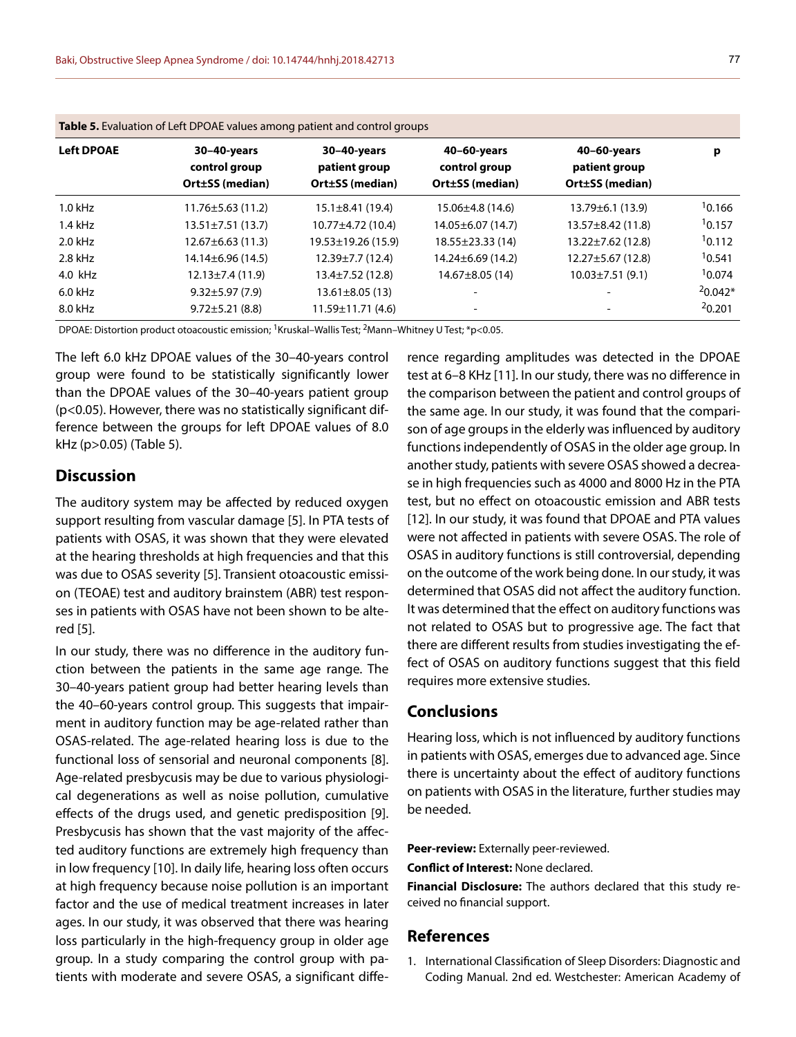**Table 5.** Evaluation of Left DPOAE values among patient and control groups

| Left DPOAE | 30–40-years control group Ort±SS (median) | 30–40-years patient group Ort±SS (median) | 40–60-years control group Ort±SS (median) | 40–60-years patient group Ort±SS (median) | p |
|---|---|---|---|---|---|
| 1.0 kHz | 11.76±5.63 (11.2) | 15.1±8.41 (19.4) | 15.06±4.8 (14.6) | 13.79±6.1 (13.9) | [1]0.166 |
| 1.4 kHz | 13.51±7.51 (13.7) | 10.77±4.72 (10.4) | 14.05±6.07 (14.7) | 13.57±8.42 (11.8) | [1]0.157 |
| 2.0 kHz | 12.67±6.63 (11.3) | 19.53±19.26 (15.9) | 18.55±23.33 (14) | 13.22±7.62 (12.8) | [1]0.112 |
| 2.8 kHz | 14.14±6.96 (14.5) | 12.39±7.7 (12.4) | 14.24±6.69 (14.2) | 12.27±5.67 (12.8) | [1]0.541 |
| 4.0 kHz | 12.13±7.4 (11.9) | 13.4±7.52 (12.8) | 14.67±8.05 (14) | 10.03±7.51 (9.1) | [1]0.074 |
| 6.0 kHz | 9.32±5.97 (7.9) | 13.61±8.05 (13) | - | - | [2]0.042* |
| 8.0 kHz | 9.72±5.21 (8.8) | 11.59±11.71 (4.6) | - | - | [2]0.201 |

DPOAE: Distortion product otoacoustic emission; [1]Kruskal–Wallis Test; [2]Mann–Whitney U Test; *p<0.05.

The left 6.0 kHz DPOAE values of the 30–40-years control group were found to be statistically significantly lower than the DPOAE values of the 30–40-years patient group ($p<0.05$). However, there was no statistically significant difference between the groups for left DPOAE values of 8.0 kHz ($p>0.05$) (Table 5).

## Discussion

The auditory system may be affected by reduced oxygen support resulting from vascular damage [5]. In PTA tests of patients with OSAS, it was shown that they were elevated at the hearing thresholds at high frequencies and that this was due to OSAS severity [5]. Transient otoacoustic emission (TEOAE) test and auditory brainstem (ABR) test responses in patients with OSAS have not been shown to be altered [5].

In our study, there was no difference in the auditory function between the patients in the same age range. The 30–40-years patient group had better hearing levels than the 40–60-years control group. This suggests that impairment in auditory function may be age-related rather than OSAS-related. The age-related hearing loss is due to the functional loss of sensorial and neuronal components [8]. Age-related presbycusis may be due to various physiological degenerations as well as noise pollution, cumulative effects of the drugs used, and genetic predisposition [9]. Presbycusis has shown that the vast majority of the affected auditory functions are extremely high frequency than in low frequency [10]. In daily life, hearing loss often occurs at high frequency because noise pollution is an important factor and the use of medical treatment increases in later ages. In our study, it was observed that there was hearing loss particularly in the high-frequency group in older age group. In a study comparing the control group with patients with moderate and severe OSAS, a significant difference regarding amplitudes was detected in the DPOAE test at 6–8 KHz [11]. In our study, there was no difference in the comparison between the patient and control groups of the same age. In our study, it was found that the comparison of age groups in the elderly was influenced by auditory functions independently of OSAS in the older age group. In another study, patients with severe OSAS showed a decrease in high frequencies such as 4000 and 8000 Hz in the PTA test, but no effect on otoacoustic emission and ABR tests [12]. In our study, it was found that DPOAE and PTA values were not affected in patients with severe OSAS. The role of OSAS in auditory functions is still controversial, depending on the outcome of the work being done. In our study, it was determined that OSAS did not affect the auditory function. It was determined that the effect on auditory functions was not related to OSAS but to progressive age. The fact that there are different results from studies investigating the effect of OSAS on auditory functions suggest that this field requires more extensive studies.

## Conclusions

Hearing loss, which is not influenced by auditory functions in patients with OSAS, emerges due to advanced age. Since there is uncertainty about the effect of auditory functions on patients with OSAS in the literature, further studies may be needed.

**Peer-review:** Externally peer-reviewed.

**Conflict of Interest:** None declared.

**Financial Disclosure:** The authors declared that this study received no financial support.

## References

1. International Classification of Sleep Disorders: Diagnostic and Coding Manual. 2nd ed. Westchester: American Academy of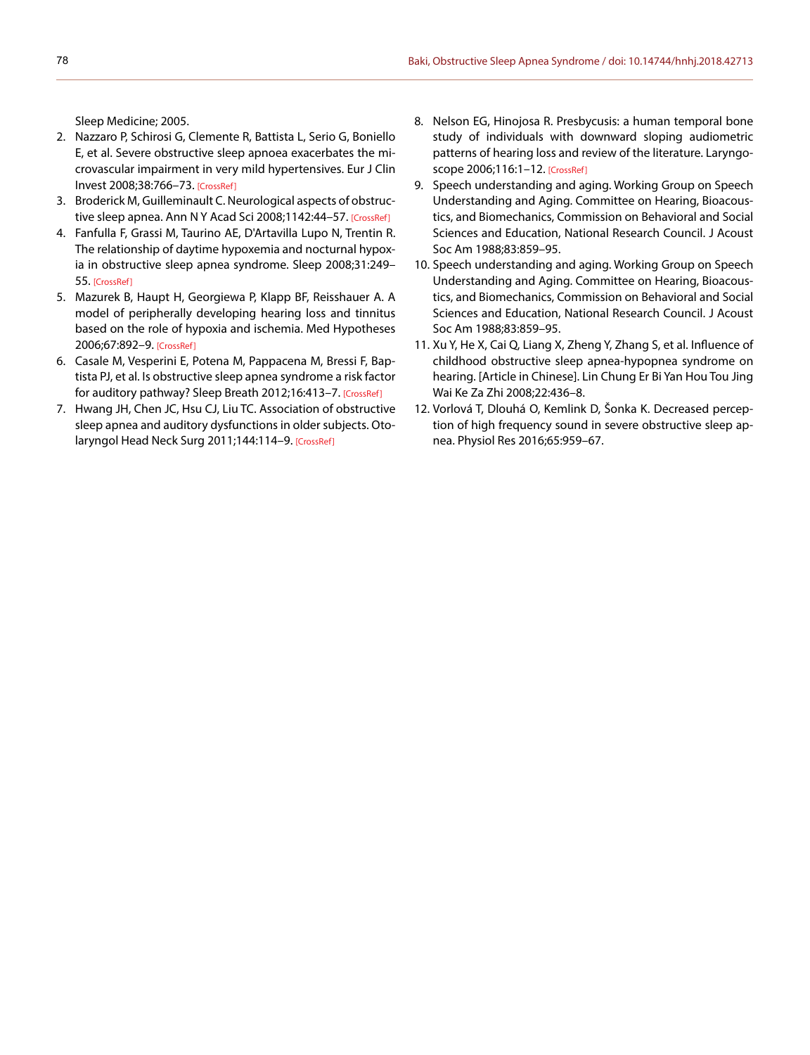Sleep Medicine; 2005.

2. Nazzaro P, Schirosi G, Clemente R, Battista L, Serio G, Boniello E, et al. Severe obstructive sleep apnoea exacerbates the microvascular impairment in very mild hypertensives. Eur J Clin Invest 2008;38:766–73. [CrossRef]
3. Broderick M, Guilleminault C. Neurological aspects of obstructive sleep apnea. Ann N Y Acad Sci 2008;1142:44–57. [CrossRef]
4. Fanfulla F, Grassi M, Taurino AE, D'Artavilla Lupo N, Trentin R. The relationship of daytime hypoxemia and nocturnal hypoxia in obstructive sleep apnea syndrome. Sleep 2008;31:249–55. [CrossRef]
5. Mazurek B, Haupt H, Georgiewa P, Klapp BF, Reisshauer A. A model of peripherally developing hearing loss and tinnitus based on the role of hypoxia and ischemia. Med Hypotheses 2006;67:892–9. [CrossRef]
6. Casale M, Vesperini E, Potena M, Pappacena M, Bressi F, Baptista PJ, et al. Is obstructive sleep apnea syndrome a risk factor for auditory pathway? Sleep Breath 2012;16:413–7. [CrossRef]
7. Hwang JH, Chen JC, Hsu CJ, Liu TC. Association of obstructive sleep apnea and auditory dysfunctions in older subjects. Otolaryngol Head Neck Surg 2011;144:114–9. [CrossRef]
8. Nelson EG, Hinojosa R. Presbycusis: a human temporal bone study of individuals with downward sloping audiometric patterns of hearing loss and review of the literature. Laryngoscope 2006;116:1–12. [CrossRef]
9. Speech understanding and aging. Working Group on Speech Understanding and Aging. Committee on Hearing, Bioacoustics, and Biomechanics, Commission on Behavioral and Social Sciences and Education, National Research Council. J Acoust Soc Am 1988;83:859–95.
10. Speech understanding and aging. Working Group on Speech Understanding and Aging. Committee on Hearing, Bioacoustics, and Biomechanics, Commission on Behavioral and Social Sciences and Education, National Research Council. J Acoust Soc Am 1988;83:859–95.
11. Xu Y, He X, Cai Q, Liang X, Zheng Y, Zhang S, et al. Influence of childhood obstructive sleep apnea-hypopnea syndrome on hearing. [Article in Chinese]. Lin Chung Er Bi Yan Hou Tou Jing Wai Ke Za Zhi 2008;22:436–8.
12. Vorlová T, Dlouhá O, Kemlink D, Šonka K. Decreased perception of high frequency sound in severe obstructive sleep apnea. Physiol Res 2016;65:959–67.